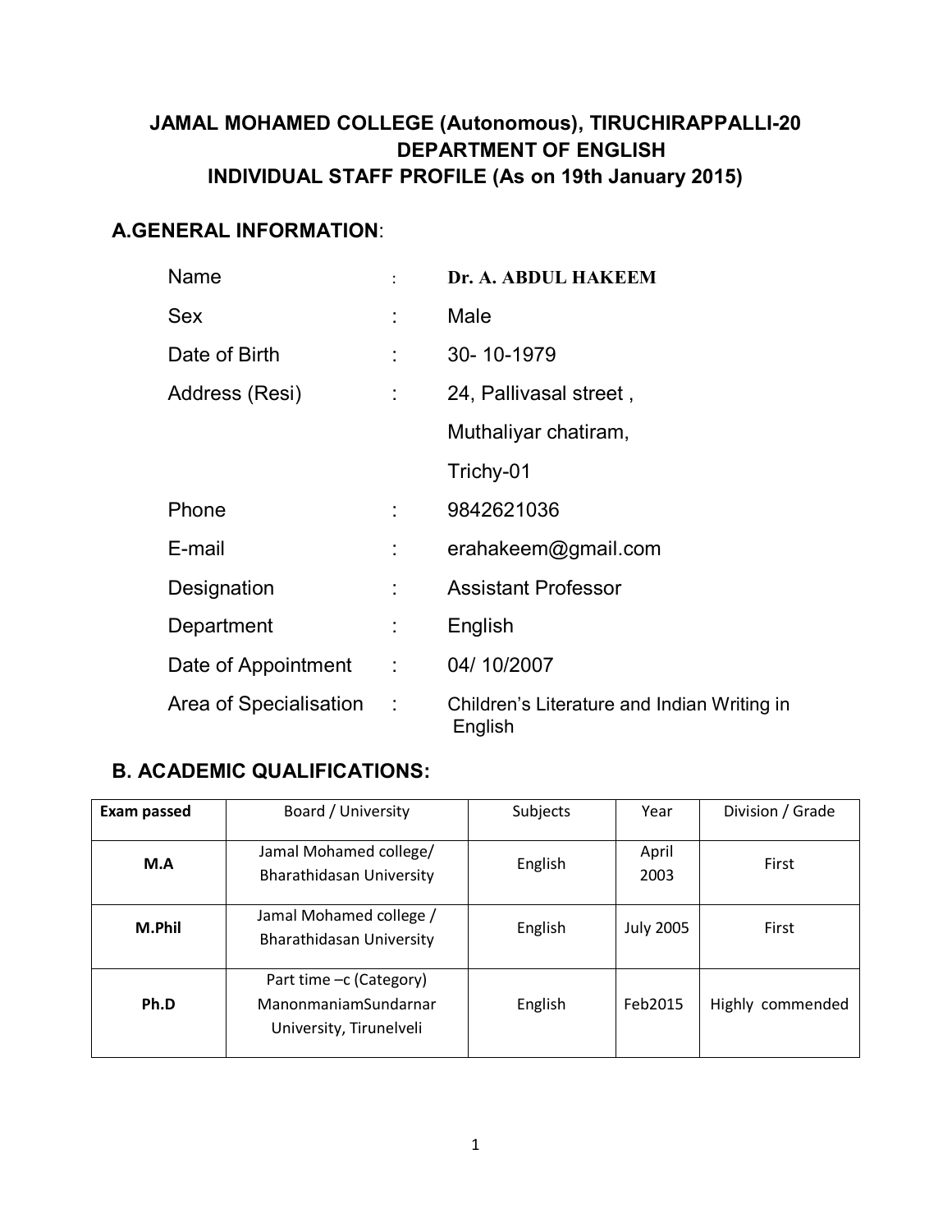# JAMAL MOHAMED COLLEGE (Autonomous), TIRUCHIRAPPALLI-20
## DEPARTMENT OF ENGLISH
## INDIVIDUAL STAFF PROFILE (As on 19th January 2015)

## A.GENERAL INFORMATION:

| | | |
|---|---|---|
| Name | : | **Dr. A. ABDUL HAKEEM** |
| Sex | : | Male |
| Date of Birth | : | 30- 10-1979 |
| Address (Resi) | : | 24, Pallivasal street , Muthaliyar chatiram, Trichy-01 |
| Phone | : | 9842621036 |
| E-mail | : | erahakeem@gmail.com |
| Designation | : | Assistant Professor |
| Department | : | English |
| Date of Appointment | : | 04/ 10/2007 |
| Area of Specialisation | : | Children's Literature and Indian Writing in English |

## B. ACADEMIC QUALIFICATIONS:

| Exam passed | Board / University | Subjects | Year | Division / Grade |
|---|---|---|---|---|
| **M.A** | Jamal Mohamed college/ Bharathidasan University | English | April 2003 | First |
| **M.Phil** | Jamal Mohamed college / Bharathidasan University | English | July 2005 | First |
| **Ph.D** | Part time –c (Category) ManonmaniamSundarnar University, Tirunelveli | English | Feb2015 | Highly commended |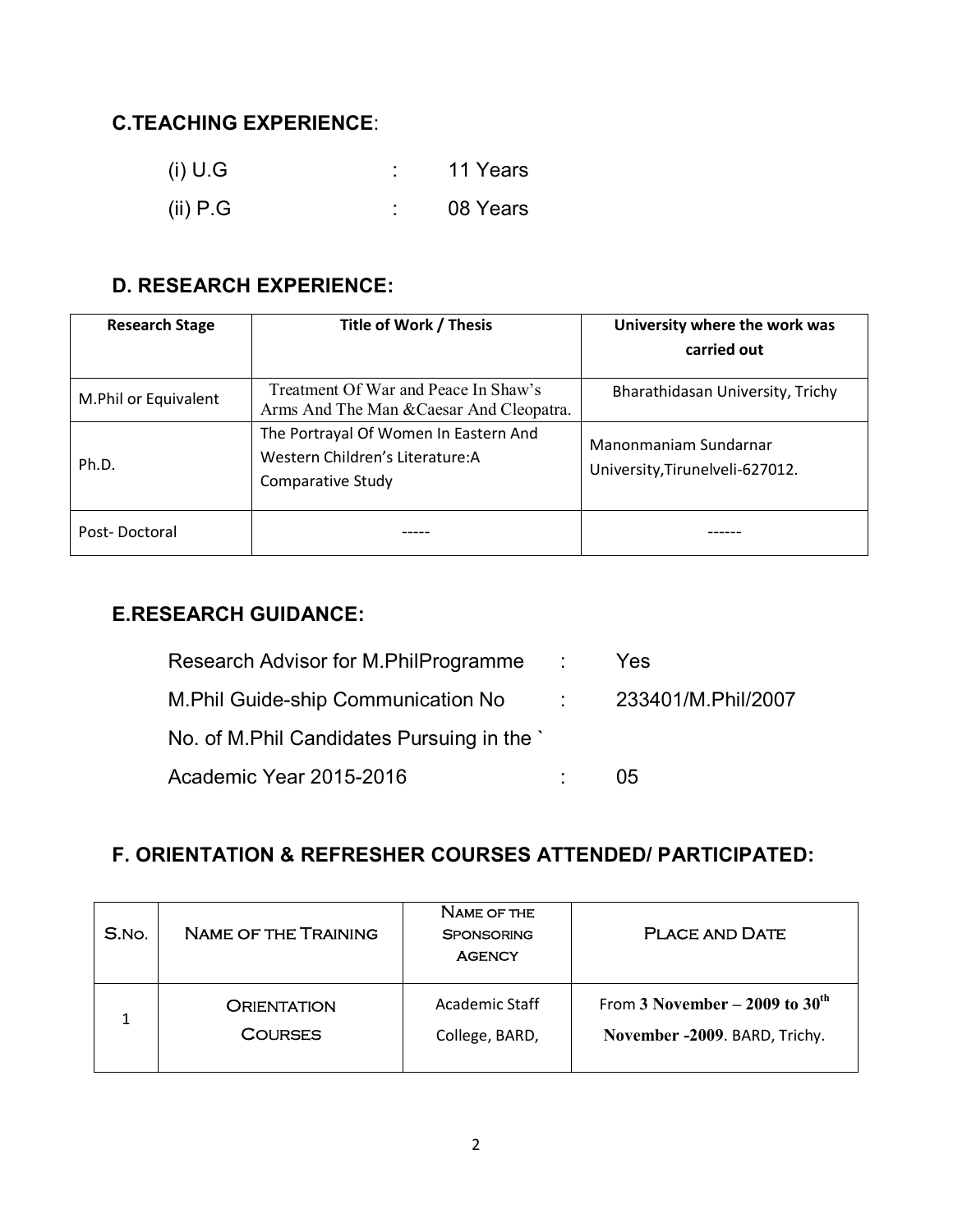## C.TEACHING EXPERIENCE:

(i) U.G : 11 Years

(ii) P.G : 08 Years

## D. RESEARCH EXPERIENCE:

| Research Stage | Title of Work / Thesis | University where the work was carried out |
|---|---|---|
| M.Phil or Equivalent | Treatment Of War and Peace In Shaw's Arms And The Man &Caesar And Cleopatra. | Bharathidasan University, Trichy |
| Ph.D. | The Portrayal Of Women In Eastern And Western Children's Literature:A Comparative Study | Manonmaniam Sundarnar University,Tirunelveli-627012. |
| Post- Doctoral | ----- | ------ |

## E.RESEARCH GUIDANCE:

Research Advisor for M.PhilProgramme : Yes

M.Phil Guide-ship Communication No : 233401/M.Phil/2007

No. of M.Phil Candidates Pursuing in the `

Academic Year 2015-2016 : 05

## F. ORIENTATION & REFRESHER COURSES ATTENDED/ PARTICIPATED:

| S.No. | Name of the Training | Name of the Sponsoring Agency | Place and Date |
|---|---|---|---|
| 1 | Orientation Courses | Academic Staff College, BARD, | From **3 November – 2009 to 30th November -2009**. BARD, Trichy. |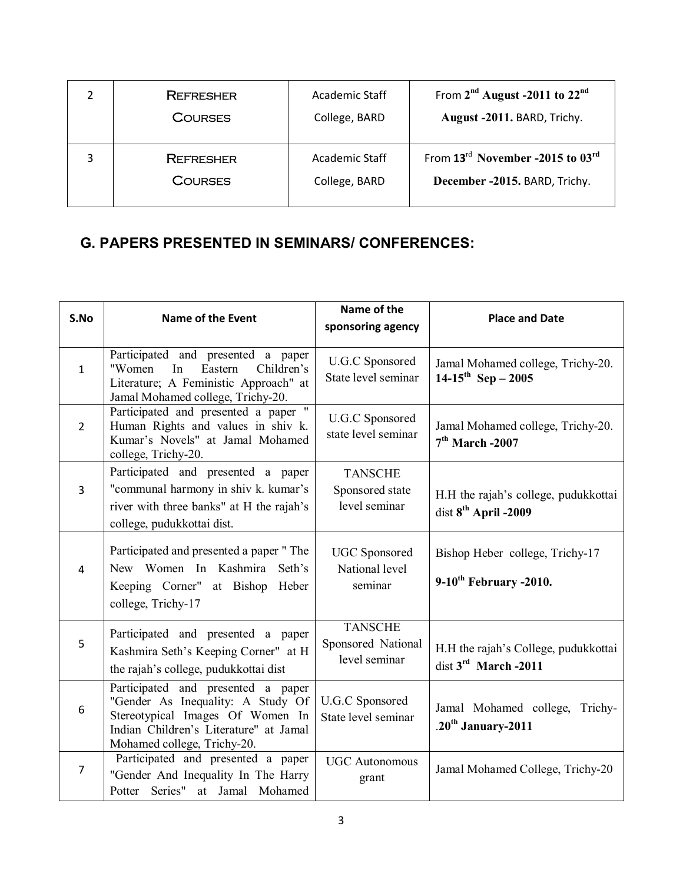| 2 | Refresher Courses | Academic Staff College, BARD | From 2nd August -2011 to 22nd August -2011. BARD, Trichy. |
|---|---|---|---|
| 3 | Refresher Courses | Academic Staff College, BARD | From 13rd November -2015 to 03rd December -2015. BARD, Trichy. |

## G. PAPERS PRESENTED IN SEMINARS/ CONFERENCES:

| S.No | Name of the Event | Name of the sponsoring agency | Place and Date |
|---|---|---|---|
| 1 | Participated and presented a paper "Women In Eastern Children's Literature; A Feministic Approach" at Jamal Mohamed college, Trichy-20. | U.G.C Sponsored State level seminar | Jamal Mohamed college, Trichy-20. **14-15th Sep – 2005** |
| 2 | Participated and presented a paper " Human Rights and values in shiv k. Kumar's Novels" at Jamal Mohamed college, Trichy-20. | U.G.C Sponsored state level seminar | Jamal Mohamed college, Trichy-20. **7th March -2007** |
| 3 | Participated and presented a paper "communal harmony in shiv k. kumar's river with three banks" at H the rajah's college, pudukkottai dist. | TANSCHE Sponsored state level seminar | H.H the rajah's college, pudukkottai dist **8th April -2009** |
| 4 | Participated and presented a paper " The New Women In Kashmira Seth's Keeping Corner" at Bishop Heber college, Trichy-17 | UGC Sponsored National level seminar | Bishop Heber college, Trichy-17 **9-10th February -2010.** |
| 5 | Participated and presented a paper Kashmira Seth's Keeping Corner" at H the rajah's college, pudukkottai dist | TANSCHE Sponsored National level seminar | H.H the rajah's College, pudukkottai dist **3rd March -2011** |
| 6 | Participated and presented a paper "Gender As Inequality: A Study Of Stereotypical Images Of Women In Indian Children's Literature" at Jamal Mohamed college, Trichy-20. | U.G.C Sponsored State level seminar | Jamal Mohamed college, Trichy-.**20th January-2011** |
| 7 | Participated and presented a paper "Gender And Inequality In The Harry Potter Series" at Jamal Mohamed | UGC Autonomous grant | Jamal Mohamed College, Trichy-20 |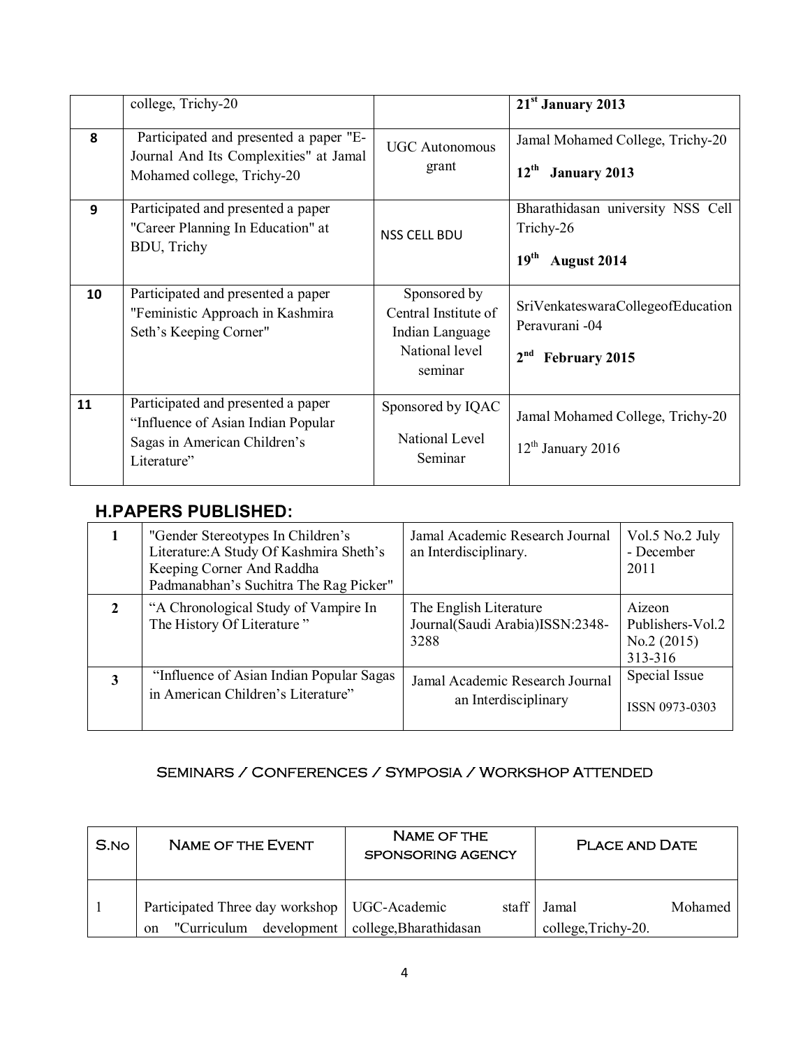| | college, Trichy-20 | | **21st January 2013** |
|---|---|---|---|
| **8** | Participated and presented a paper "E-Journal And Its Complexities" at Jamal Mohamed college, Trichy-20 | UGC Autonomous grant | Jamal Mohamed College, Trichy-20<br>**12th January 2013** |
| **9** | Participated and presented a paper "Career Planning In Education" at BDU, Trichy | NSS CELL BDU | Bharathidasan university NSS Cell Trichy-26<br>**19th August 2014** |
| **10** | Participated and presented a paper "Feministic Approach in Kashmira Seth's Keeping Corner" | Sponsored by Central Institute of Indian Language National level seminar | SriVenkateswaraCollegeofEducation Peravurani -04<br>**2nd February 2015** |
| **11** | Participated and presented a paper "Influence of Asian Indian Popular Sagas in American Children's Literature" | Sponsored by IQAC<br>National Level Seminar | Jamal Mohamed College, Trichy-20<br>12th January 2016 |

## H.PAPERS PUBLISHED:

| | | | |
|---|---|---|---|
| **1** | "Gender Stereotypes In Children's Literature:A Study Of Kashmira Sheth's Keeping Corner And Raddha Padmanabhan's Suchitra The Rag Picker" | Jamal Academic Research Journal an Interdisciplinary. | Vol.5 No.2 July - December 2011 |
| **2** | "A Chronological Study of Vampire In The History Of Literature " | The English Literature Journal(Saudi Arabia)ISSN:2348-3288 | Aizeon Publishers-Vol.2 No.2 (2015) 313-316 |
| **3** | "Influence of Asian Indian Popular Sagas in American Children's Literature" | Jamal Academic Research Journal an Interdisciplinary | Special Issue<br>ISSN 0973-0303 |

## Seminars / Conferences / Symposia / Workshop Attended

| S.No | Name of the Event | Name of the sponsoring agency | Place and Date |
|---|---|---|---|
| 1 | Participated Three day workshop on "Curriculum development | UGC-Academic staff college,Bharathidasan | Jamal Mohamed college,Trichy-20. |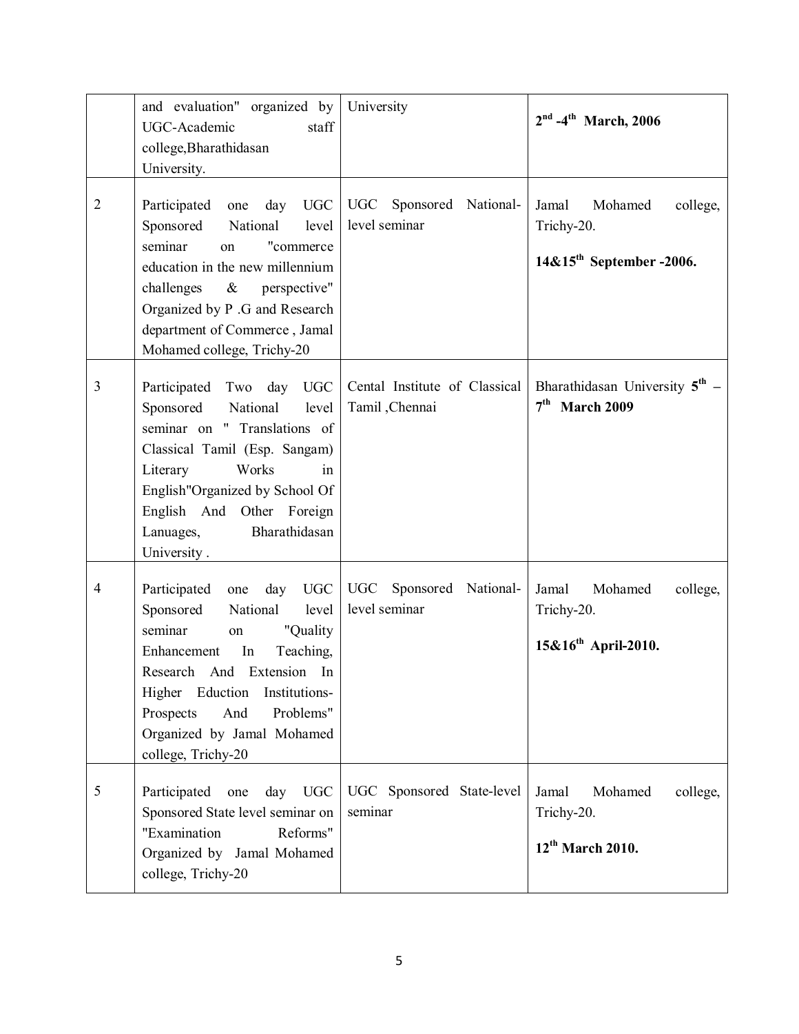| | | | |
|---|---|---|---|
| | and evaluation" organized by UGC-Academic staff college,Bharathidasan University. | University | **2nd -4th March, 2006** |
| 2 | Participated one day UGC Sponsored National level seminar on "commerce education in the new millennium challenges & perspective" Organized by P .G and Research department of Commerce , Jamal Mohamed college, Trichy-20 | UGC Sponsored National-level seminar | Jamal Mohamed college, Trichy-20. **14&15th September -2006.** |
| 3 | Participated Two day UGC Sponsored National level seminar on " Translations of Classical Tamil (Esp. Sangam) Literary Works in English"Organized by School Of English And Other Foreign Lanuages, Bharathidasan University . | Cental Institute of Classical Tamil ,Chennai | Bharathidasan University **5th – 7th March 2009** |
| 4 | Participated one day UGC Sponsored National level seminar on "Quality Enhancement In Teaching, Research And Extension In Higher Eduction Institutions-Prospects And Problems" Organized by Jamal Mohamed college, Trichy-20 | UGC Sponsored National-level seminar | Jamal Mohamed college, Trichy-20. **15&16th April-2010.** |
| 5 | Participated one day UGC Sponsored State level seminar on "Examination Reforms" Organized by Jamal Mohamed college, Trichy-20 | UGC Sponsored State-level seminar | Jamal Mohamed college, Trichy-20. **12th March 2010.** |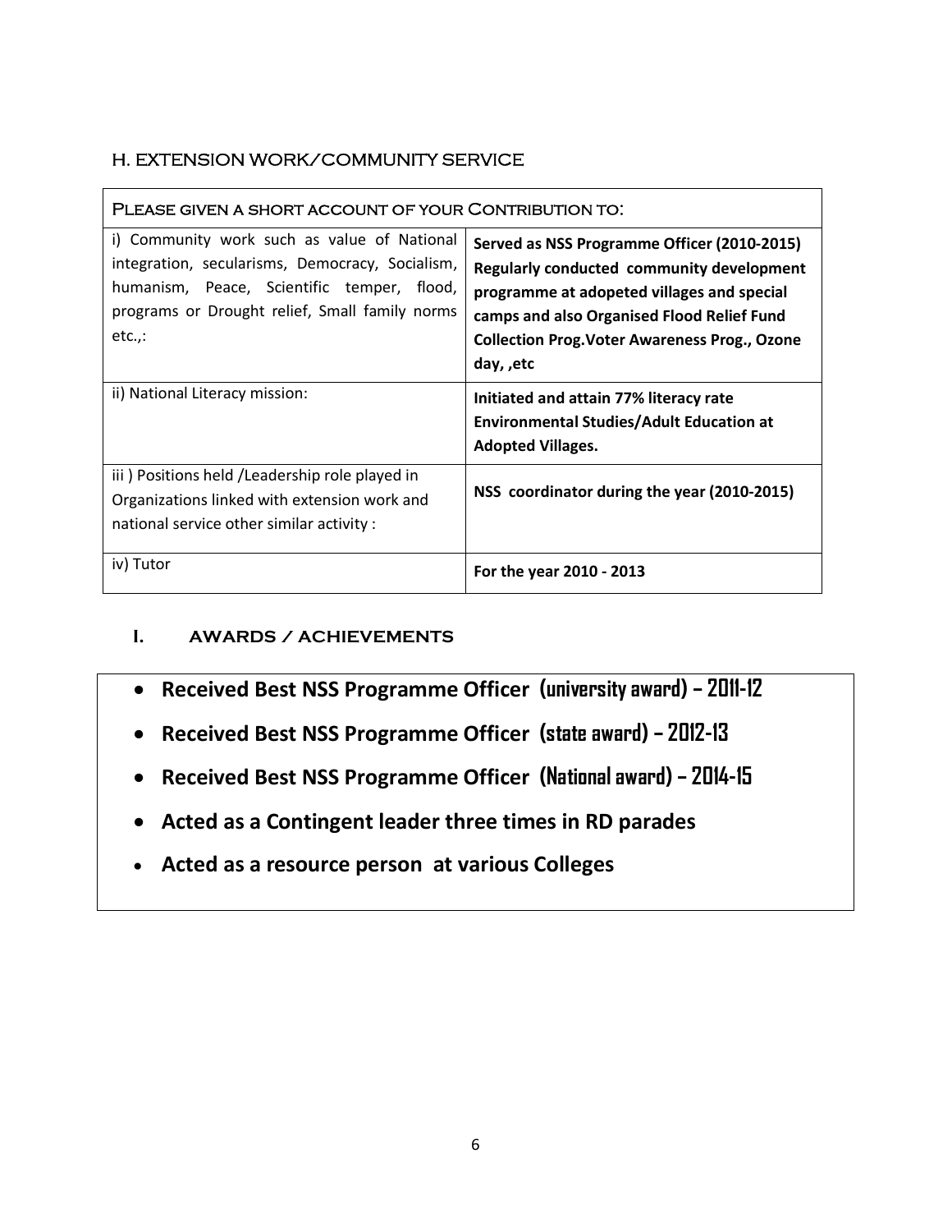## H. EXTENSION WORK/COMMUNITY SERVICE

| PLEASE GIVEN A SHORT ACCOUNT OF YOUR CONTRIBUTION TO: | |
|---|---|
| i) Community work such as value of National integration, secularisms, Democracy, Socialism, humanism, Peace, Scientific temper, flood, programs or Drought relief, Small family norms etc.,: | **Served as NSS Programme Officer (2010-2015) Regularly conducted community development programme at adopeted villages and special camps and also Organised Flood Relief Fund Collection Prog.Voter Awareness Prog., Ozone day, ,etc** |
| ii) National Literacy mission: | **Initiated and attain 77% literacy rate Environmental Studies/Adult Education at Adopted Villages.** |
| iii ) Positions held /Leadership role played in Organizations linked with extension work and national service other similar activity : | **NSS coordinator during the year (2010-2015)** |
| iv) Tutor | **For the year 2010 - 2013** |

## I. AWARDS / ACHIEVEMENTS

- **Received Best NSS Programme Officer (university award) – 2011-12**
- **Received Best NSS Programme Officer (state award) – 2012-13**
- **Received Best NSS Programme Officer (National award) – 2014-15**
- **Acted as a Contingent leader three times in RD parades**
- **Acted as a resource person at various Colleges**